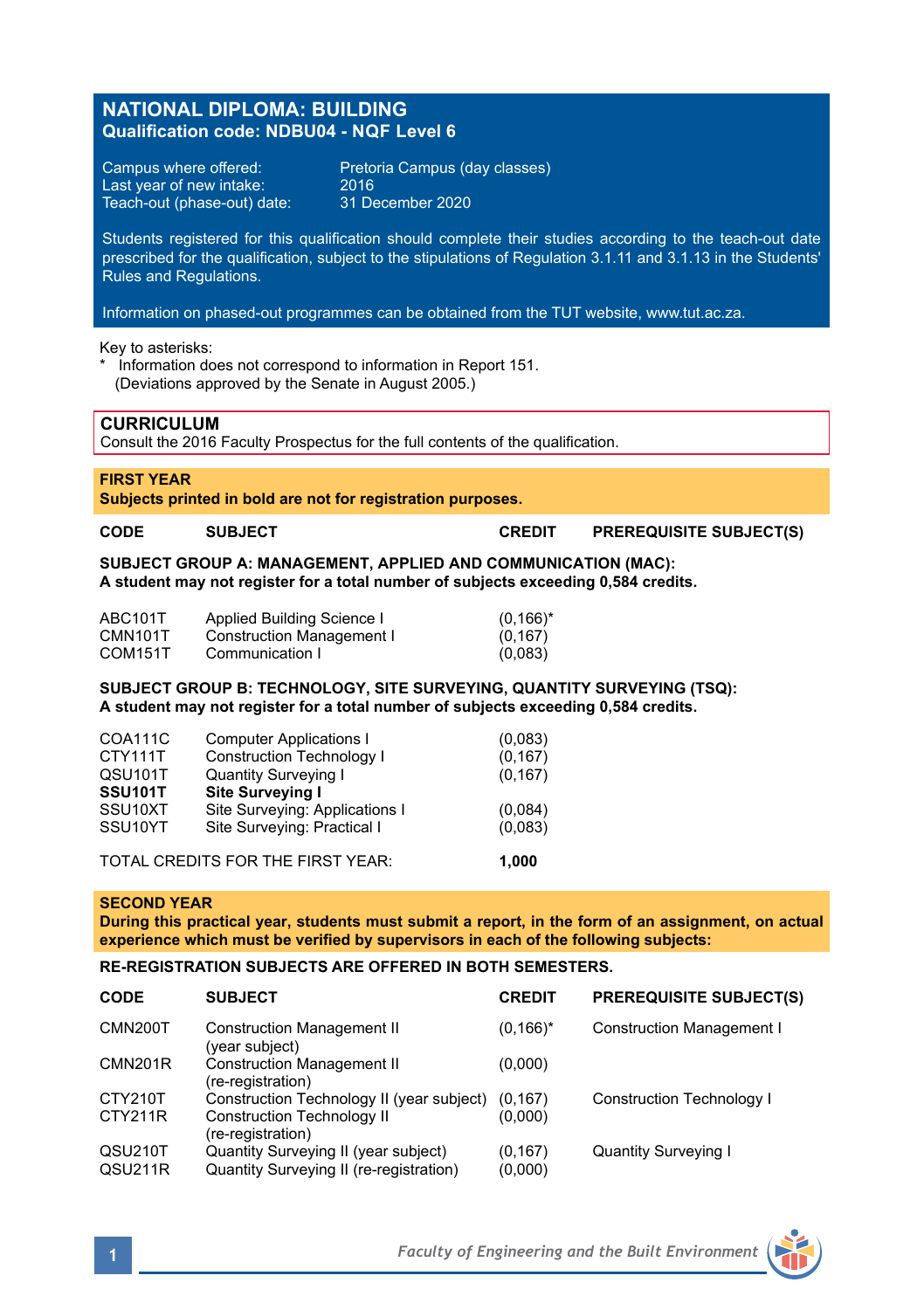# NATIONAL DIPLOMA: BUILDING
## Qualification code: NDBU04 - NQF Level 6

| | |
|---|---|
| Campus where offered: | Pretoria Campus (day classes) |
| Last year of new intake: | 2016 |
| Teach-out (phase-out) date: | 31 December 2020 |

Students registered for this qualification should complete their studies according to the teach-out date prescribed for the qualification, subject to the stipulations of Regulation 3.1.11 and 3.1.13 in the Students' Rules and Regulations.

Information on phased-out programmes can be obtained from the TUT website, www.tut.ac.za.

Key to asterisks:
\* Information does not correspond to information in Report 151. (Deviations approved by the Senate in August 2005.)

## CURRICULUM
Consult the 2016 Faculty Prospectus for the full contents of the qualification.

### FIRST YEAR
**Subjects printed in bold are not for registration purposes.**

| CODE | SUBJECT | CREDIT | PREREQUISITE SUBJECT(S) |
|---|---|---|---|
| **SUBJECT GROUP A: MANAGEMENT, APPLIED AND COMMUNICATION (MAC):** | | | |
| **A student may not register for a total number of subjects exceeding 0,584 credits.** | | | |
| ABC101T | Applied Building Science I | (0,166)* | |
| CMN101T | Construction Management I | (0,167) | |
| COM151T | Communication I | (0,083) | |
| **SUBJECT GROUP B: TECHNOLOGY, SITE SURVEYING, QUANTITY SURVEYING (TSQ):** | | | |
| **A student may not register for a total number of subjects exceeding 0,584 credits.** | | | |
| COA111C | Computer Applications I | (0,083) | |
| CTY111T | Construction Technology I | (0,167) | |
| QSU101T | Quantity Surveying I | (0,167) | |
| **SSU101T** | **Site Surveying I** | | |
| SSU10XT | Site Surveying: Applications I | (0,084) | |
| SSU10YT | Site Surveying: Practical I | (0,083) | |
| TOTAL CREDITS FOR THE FIRST YEAR: | | **1,000** | |

### SECOND YEAR
**During this practical year, students must submit a report, in the form of an assignment, on actual experience which must be verified by supervisors in each of the following subjects:**

**RE-REGISTRATION SUBJECTS ARE OFFERED IN BOTH SEMESTERS.**

| CODE | SUBJECT | CREDIT | PREREQUISITE SUBJECT(S) |
|---|---|---|---|
| CMN200T | Construction Management II (year subject) | (0,166)* | Construction Management I |
| CMN201R | Construction Management II (re-registration) | (0,000) | |
| CTY210T | Construction Technology II (year subject) | (0,167) | Construction Technology I |
| CTY211R | Construction Technology II (re-registration) | (0,000) | |
| QSU210T | Quantity Surveying II (year subject) | (0,167) | Quantity Surveying I |
| QSU211R | Quantity Surveying II (re-registration) | (0,000) | |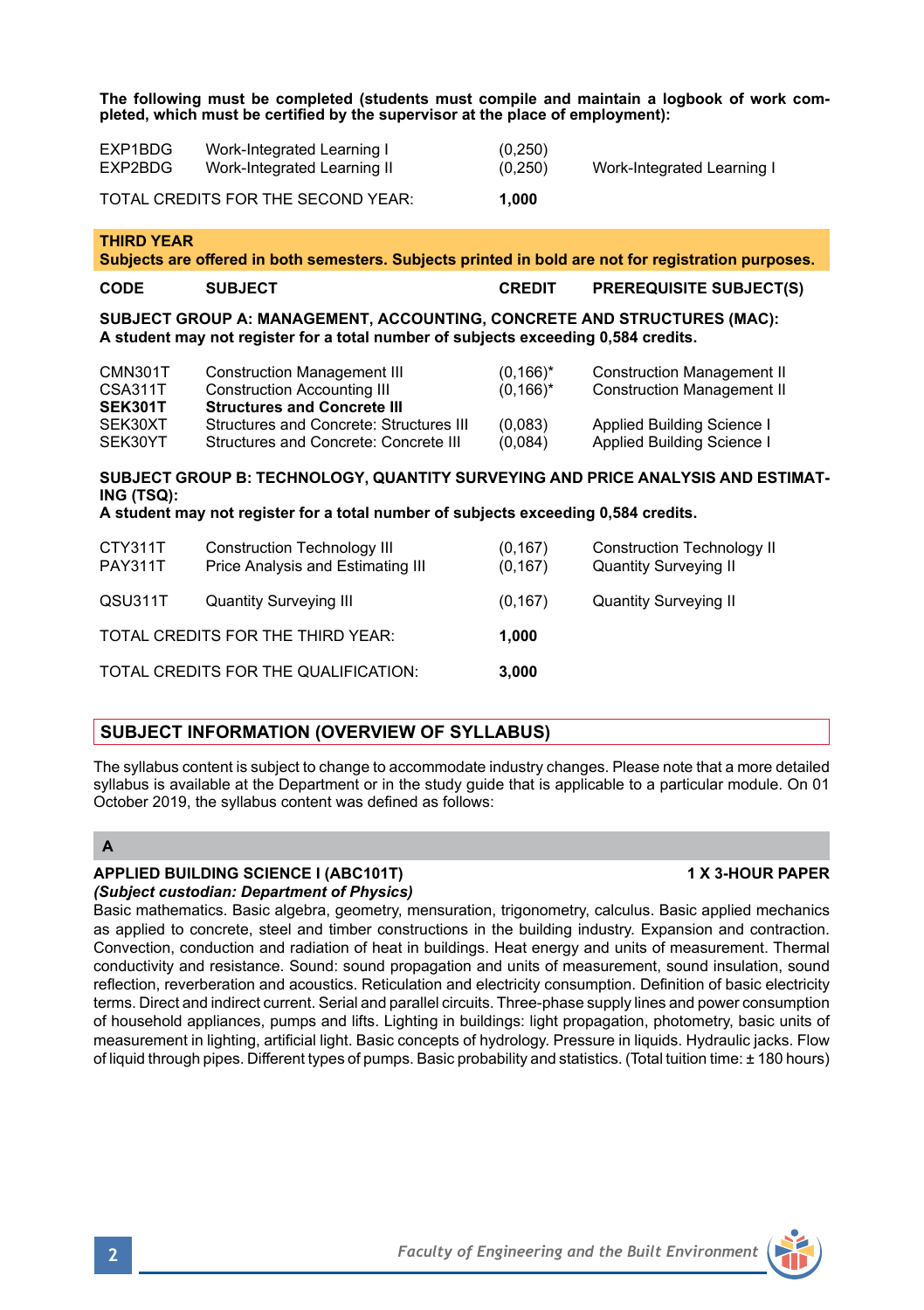**The following must be completed (students must compile and maintain a logbook of work completed, which must be certified by the supervisor at the place of employment):**

| | | | |
|---|---|---|---|
| EXP1BDG | Work-Integrated Learning I | (0,250) | |
| EXP2BDG | Work-Integrated Learning II | (0,250) | Work-Integrated Learning I |
| TOTAL CREDITS FOR THE SECOND YEAR: | | **1,000** | |

## THIRD YEAR

**Subjects are offered in both semesters. Subjects printed in bold are not for registration purposes.**

| CODE | SUBJECT | CREDIT | PREREQUISITE SUBJECT(S) |
|---|---|---|---|

**SUBJECT GROUP A: MANAGEMENT, ACCOUNTING, CONCRETE AND STRUCTURES (MAC):**
**A student may not register for a total number of subjects exceeding 0,584 credits.**

| CODE | SUBJECT | CREDIT | PREREQUISITE SUBJECT(S) |
|---|---|---|---|
| CMN301T | Construction Management III | (0,166)* | Construction Management II |
| CSA311T | Construction Accounting III | (0,166)* | Construction Management II |
| **SEK301T** | **Structures and Concrete III** | | |
| SEK30XT | Structures and Concrete: Structures III | (0,083) | Applied Building Science I |
| SEK30YT | Structures and Concrete: Concrete III | (0,084) | Applied Building Science I |

**SUBJECT GROUP B: TECHNOLOGY, QUANTITY SURVEYING AND PRICE ANALYSIS AND ESTIMATING (TSQ):**
**A student may not register for a total number of subjects exceeding 0,584 credits.**

| CODE | SUBJECT | CREDIT | PREREQUISITE SUBJECT(S) |
|---|---|---|---|
| CTY311T | Construction Technology III | (0,167) | Construction Technology II |
| PAY311T | Price Analysis and Estimating III | (0,167) | Quantity Surveying II |
| QSU311T | Quantity Surveying III | (0,167) | Quantity Surveying II |
| TOTAL CREDITS FOR THE THIRD YEAR: | | **1,000** | |
| TOTAL CREDITS FOR THE QUALIFICATION: | | **3,000** | |

## SUBJECT INFORMATION (OVERVIEW OF SYLLABUS)

The syllabus content is subject to change to accommodate industry changes. Please note that a more detailed syllabus is available at the Department or in the study guide that is applicable to a particular module. On 01 October 2019, the syllabus content was defined as follows:

### A

**APPLIED BUILDING SCIENCE I (ABC101T)** **1 X 3-HOUR PAPER**
***(Subject custodian: Department of Physics)***
Basic mathematics. Basic algebra, geometry, mensuration, trigonometry, calculus. Basic applied mechanics as applied to concrete, steel and timber constructions in the building industry. Expansion and contraction. Convection, conduction and radiation of heat in buildings. Heat energy and units of measurement. Thermal conductivity and resistance. Sound: sound propagation and units of measurement, sound insulation, sound reflection, reverberation and acoustics. Reticulation and electricity consumption. Definition of basic electricity terms. Direct and indirect current. Serial and parallel circuits. Three-phase supply lines and power consumption of household appliances, pumps and lifts. Lighting in buildings: light propagation, photometry, basic units of measurement in lighting, artificial light. Basic concepts of hydrology. Pressure in liquids. Hydraulic jacks. Flow of liquid through pipes. Different types of pumps. Basic probability and statistics. (Total tuition time: ± 180 hours)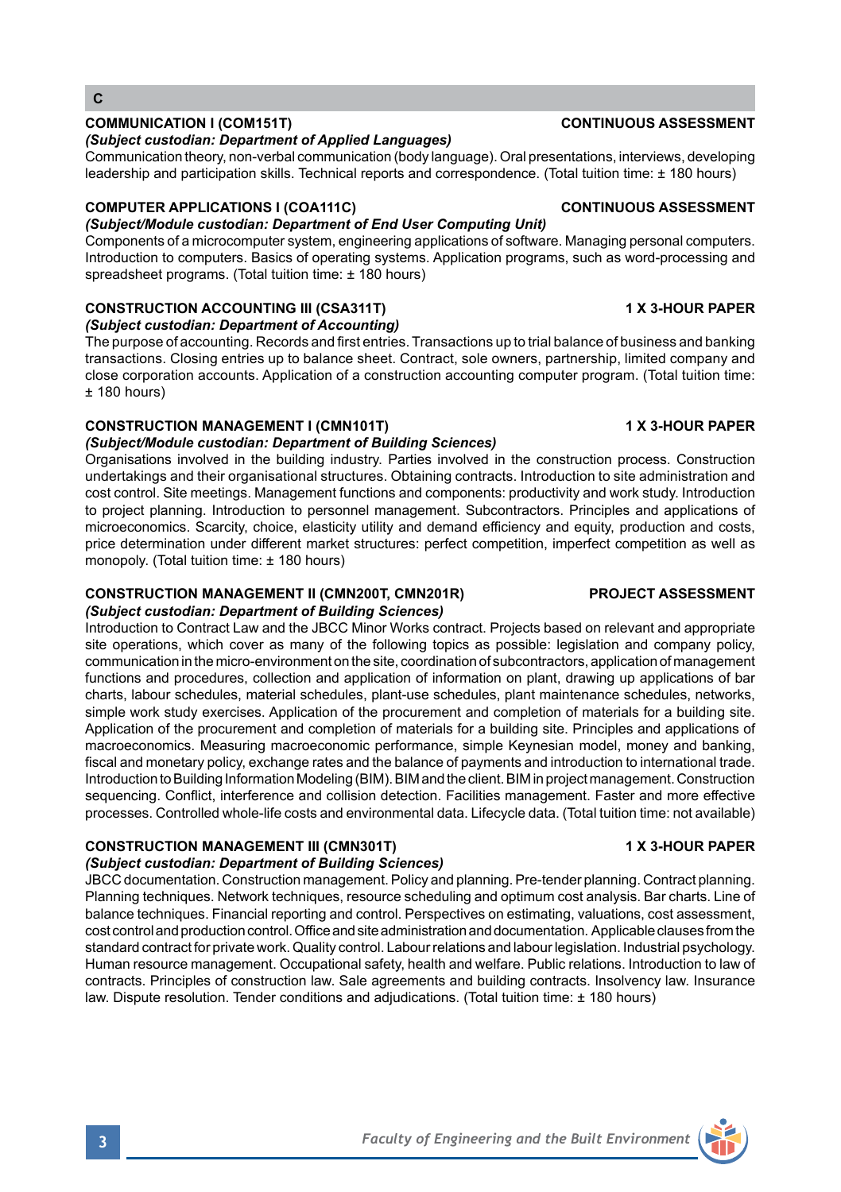## C

**COMMUNICATION I (COM151T)** **CONTINUOUS ASSESSMENT**

***(Subject custodian: Department of Applied Languages)***

Communication theory, non-verbal communication (body language). Oral presentations, interviews, developing leadership and participation skills. Technical reports and correspondence. (Total tuition time: ± 180 hours)

**COMPUTER APPLICATIONS I (COA111C)** **CONTINUOUS ASSESSMENT**

***(Subject/Module custodian: Department of End User Computing Unit)***

Components of a microcomputer system, engineering applications of software. Managing personal computers. Introduction to computers. Basics of operating systems. Application programs, such as word-processing and spreadsheet programs. (Total tuition time: ± 180 hours)

**CONSTRUCTION ACCOUNTING III (CSA311T)** **1 X 3-HOUR PAPER**

***(Subject custodian: Department of Accounting)***

The purpose of accounting. Records and first entries. Transactions up to trial balance of business and banking transactions. Closing entries up to balance sheet. Contract, sole owners, partnership, limited company and close corporation accounts. Application of a construction accounting computer program. (Total tuition time: ± 180 hours)

**CONSTRUCTION MANAGEMENT I (CMN101T)** **1 X 3-HOUR PAPER**

***(Subject/Module custodian: Department of Building Sciences)***

Organisations involved in the building industry. Parties involved in the construction process. Construction undertakings and their organisational structures. Obtaining contracts. Introduction to site administration and cost control. Site meetings. Management functions and components: productivity and work study. Introduction to project planning. Introduction to personnel management. Subcontractors. Principles and applications of microeconomics. Scarcity, choice, elasticity utility and demand efficiency and equity, production and costs, price determination under different market structures: perfect competition, imperfect competition as well as monopoly. (Total tuition time: ± 180 hours)

**CONSTRUCTION MANAGEMENT II (CMN200T, CMN201R)** **PROJECT ASSESSMENT**

***(Subject custodian: Department of Building Sciences)***

Introduction to Contract Law and the JBCC Minor Works contract. Projects based on relevant and appropriate site operations, which cover as many of the following topics as possible: legislation and company policy, communication in the micro-environment on the site, coordination of subcontractors, application of management functions and procedures, collection and application of information on plant, drawing up applications of bar charts, labour schedules, material schedules, plant-use schedules, plant maintenance schedules, networks, simple work study exercises. Application of the procurement and completion of materials for a building site. Application of the procurement and completion of materials for a building site. Principles and applications of macroeconomics. Measuring macroeconomic performance, simple Keynesian model, money and banking, fiscal and monetary policy, exchange rates and the balance of payments and introduction to international trade. Introduction to Building Information Modeling (BIM). BIM and the client. BIM in project management. Construction sequencing. Conflict, interference and collision detection. Facilities management. Faster and more effective processes. Controlled whole-life costs and environmental data. Lifecycle data. (Total tuition time: not available)

**CONSTRUCTION MANAGEMENT III (CMN301T)** **1 X 3-HOUR PAPER**

***(Subject custodian: Department of Building Sciences)***

JBCC documentation. Construction management. Policy and planning. Pre-tender planning. Contract planning. Planning techniques. Network techniques, resource scheduling and optimum cost analysis. Bar charts. Line of balance techniques. Financial reporting and control. Perspectives on estimating, valuations, cost assessment, cost control and production control. Office and site administration and documentation. Applicable clauses from the standard contract for private work. Quality control. Labour relations and labour legislation. Industrial psychology. Human resource management. Occupational safety, health and welfare. Public relations. Introduction to law of contracts. Principles of construction law. Sale agreements and building contracts. Insolvency law. Insurance law. Dispute resolution. Tender conditions and adjudications. (Total tuition time: ± 180 hours)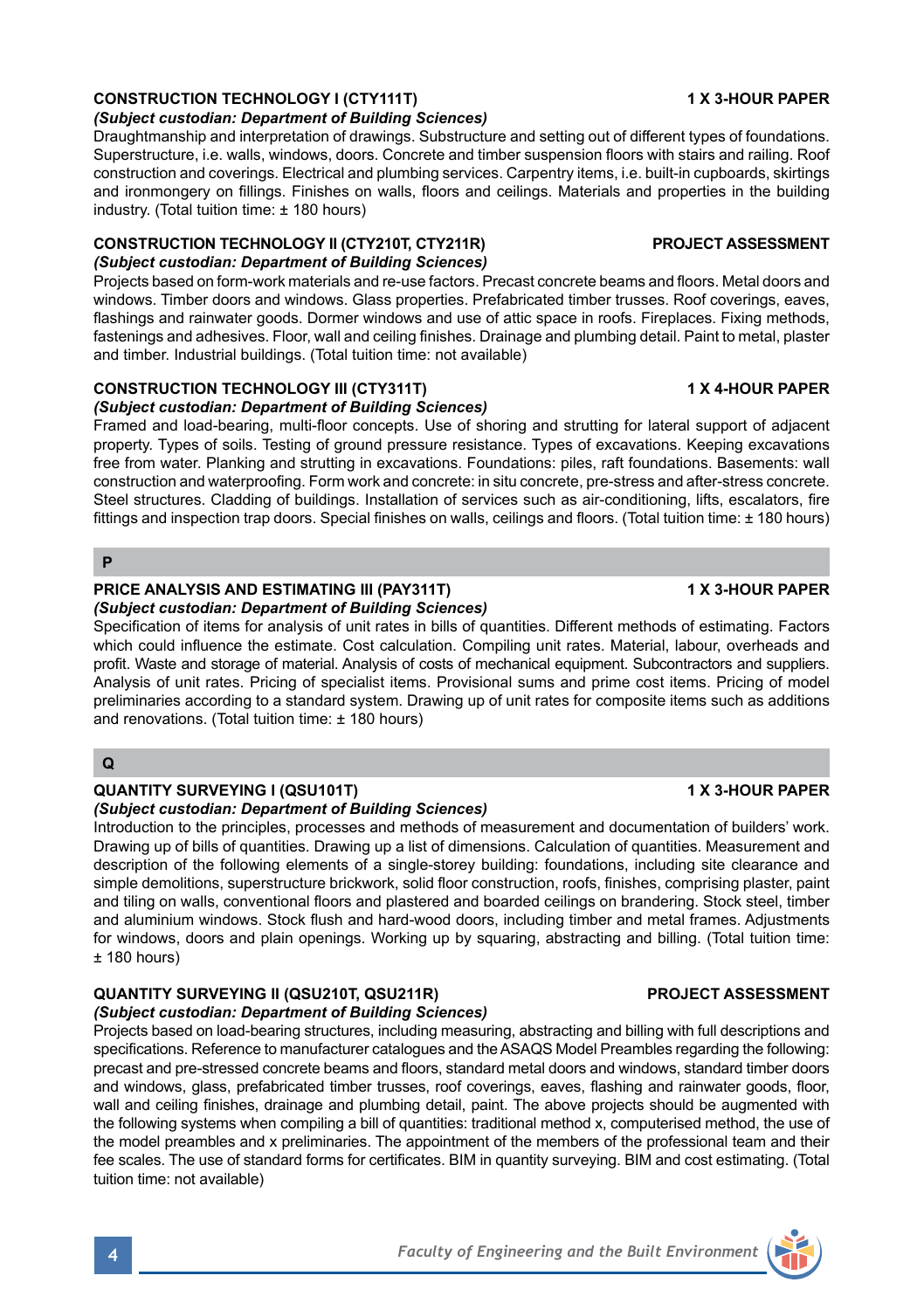### CONSTRUCTION TECHNOLOGY I (CTY111T) — 1 X 3-HOUR PAPER

*(Subject custodian: Department of Building Sciences)*

Draughtmanship and interpretation of drawings. Substructure and setting out of different types of foundations. Superstructure, i.e. walls, windows, doors. Concrete and timber suspension floors with stairs and railing. Roof construction and coverings. Electrical and plumbing services. Carpentry items, i.e. built-in cupboards, skirtings and ironmongery on fillings. Finishes on walls, floors and ceilings. Materials and properties in the building industry. (Total tuition time: ± 180 hours)

### CONSTRUCTION TECHNOLOGY II (CTY210T, CTY211R) — PROJECT ASSESSMENT

*(Subject custodian: Department of Building Sciences)*

Projects based on form-work materials and re-use factors. Precast concrete beams and floors. Metal doors and windows. Timber doors and windows. Glass properties. Prefabricated timber trusses. Roof coverings, eaves, flashings and rainwater goods. Dormer windows and use of attic space in roofs. Fireplaces. Fixing methods, fastenings and adhesives. Floor, wall and ceiling finishes. Drainage and plumbing detail. Paint to metal, plaster and timber. Industrial buildings. (Total tuition time: not available)

### CONSTRUCTION TECHNOLOGY III (CTY311T) — 1 X 4-HOUR PAPER

*(Subject custodian: Department of Building Sciences)*

Framed and load-bearing, multi-floor concepts. Use of shoring and strutting for lateral support of adjacent property. Types of soils. Testing of ground pressure resistance. Types of excavations. Keeping excavations free from water. Planking and strutting in excavations. Foundations: piles, raft foundations. Basements: wall construction and waterproofing. Form work and concrete: in situ concrete, pre-stress and after-stress concrete. Steel structures. Cladding of buildings. Installation of services such as air-conditioning, lifts, escalators, fire fittings and inspection trap doors. Special finishes on walls, ceilings and floors. (Total tuition time: ± 180 hours)

## P

### PRICE ANALYSIS AND ESTIMATING III (PAY311T) — 1 X 3-HOUR PAPER

*(Subject custodian: Department of Building Sciences)*

Specification of items for analysis of unit rates in bills of quantities. Different methods of estimating. Factors which could influence the estimate. Cost calculation. Compiling unit rates. Material, labour, overheads and profit. Waste and storage of material. Analysis of costs of mechanical equipment. Subcontractors and suppliers. Analysis of unit rates. Pricing of specialist items. Provisional sums and prime cost items. Pricing of model preliminaries according to a standard system. Drawing up of unit rates for composite items such as additions and renovations. (Total tuition time: ± 180 hours)

## Q

### QUANTITY SURVEYING I (QSU101T) — 1 X 3-HOUR PAPER

*(Subject custodian: Department of Building Sciences)*

Introduction to the principles, processes and methods of measurement and documentation of builders' work. Drawing up of bills of quantities. Drawing up a list of dimensions. Calculation of quantities. Measurement and description of the following elements of a single-storey building: foundations, including site clearance and simple demolitions, superstructure brickwork, solid floor construction, roofs, finishes, comprising plaster, paint and tiling on walls, conventional floors and plastered and boarded ceilings on brandering. Stock steel, timber and aluminium windows. Stock flush and hard-wood doors, including timber and metal frames. Adjustments for windows, doors and plain openings. Working up by squaring, abstracting and billing. (Total tuition time: ± 180 hours)

### QUANTITY SURVEYING II (QSU210T, QSU211R) — PROJECT ASSESSMENT

*(Subject custodian: Department of Building Sciences)*

Projects based on load-bearing structures, including measuring, abstracting and billing with full descriptions and specifications. Reference to manufacturer catalogues and the ASAQS Model Preambles regarding the following: precast and pre-stressed concrete beams and floors, standard metal doors and windows, standard timber doors and windows, glass, prefabricated timber trusses, roof coverings, eaves, flashing and rainwater goods, floor, wall and ceiling finishes, drainage and plumbing detail, paint. The above projects should be augmented with the following systems when compiling a bill of quantities: traditional method x, computerised method, the use of the model preambles and x preliminaries. The appointment of the members of the professional team and their fee scales. The use of standard forms for certificates. BIM in quantity surveying. BIM and cost estimating. (Total tuition time: not available)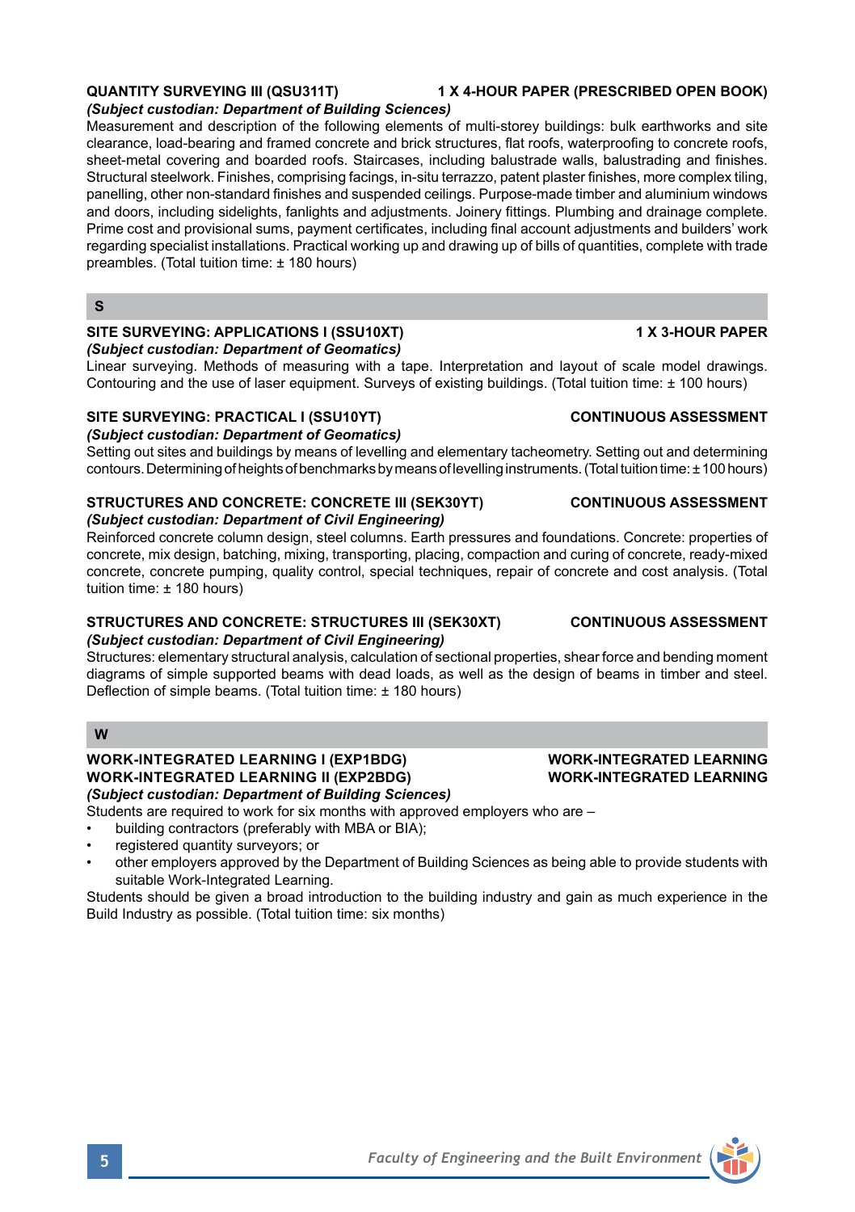**QUANTITY SURVEYING III (QSU311T) 1 X 4-HOUR PAPER (PRESCRIBED OPEN BOOK)**
*(Subject custodian: Department of Building Sciences)*
Measurement and description of the following elements of multi-storey buildings: bulk earthworks and site clearance, load-bearing and framed concrete and brick structures, flat roofs, waterproofing to concrete roofs, sheet-metal covering and boarded roofs. Staircases, including balustrade walls, balustrading and finishes. Structural steelwork. Finishes, comprising facings, in-situ terrazzo, patent plaster finishes, more complex tiling, panelling, other non-standard finishes and suspended ceilings. Purpose-made timber and aluminium windows and doors, including sidelights, fanlights and adjustments. Joinery fittings. Plumbing and drainage complete. Prime cost and provisional sums, payment certificates, including final account adjustments and builders' work regarding specialist installations. Practical working up and drawing up of bills of quantities, complete with trade preambles. (Total tuition time: ± 180 hours)

## S

**SITE SURVEYING: APPLICATIONS I (SSU10XT) 1 X 3-HOUR PAPER**
*(Subject custodian: Department of Geomatics)*
Linear surveying. Methods of measuring with a tape. Interpretation and layout of scale model drawings. Contouring and the use of laser equipment. Surveys of existing buildings. (Total tuition time: ± 100 hours)

**SITE SURVEYING: PRACTICAL I (SSU10YT) CONTINUOUS ASSESSMENT**
*(Subject custodian: Department of Geomatics)*
Setting out sites and buildings by means of levelling and elementary tacheometry. Setting out and determining contours. Determining of heights of benchmarks by means of levelling instruments. (Total tuition time: ± 100 hours)

**STRUCTURES AND CONCRETE: CONCRETE III (SEK30YT) CONTINUOUS ASSESSMENT**
*(Subject custodian: Department of Civil Engineering)*
Reinforced concrete column design, steel columns. Earth pressures and foundations. Concrete: properties of concrete, mix design, batching, mixing, transporting, placing, compaction and curing of concrete, ready-mixed concrete, concrete pumping, quality control, special techniques, repair of concrete and cost analysis. (Total tuition time: ± 180 hours)

**STRUCTURES AND CONCRETE: STRUCTURES III (SEK30XT) CONTINUOUS ASSESSMENT**
*(Subject custodian: Department of Civil Engineering)*
Structures: elementary structural analysis, calculation of sectional properties, shear force and bending moment diagrams of simple supported beams with dead loads, as well as the design of beams in timber and steel. Deflection of simple beams. (Total tuition time: ± 180 hours)

## W

**WORK-INTEGRATED LEARNING I (EXP1BDG) WORK-INTEGRATED LEARNING**
**WORK-INTEGRATED LEARNING II (EXP2BDG) WORK-INTEGRATED LEARNING**
*(Subject custodian: Department of Building Sciences)*
Students are required to work for six months with approved employers who are –

- building contractors (preferably with MBA or BIA);
- registered quantity surveyors; or
- other employers approved by the Department of Building Sciences as being able to provide students with suitable Work-Integrated Learning.

Students should be given a broad introduction to the building industry and gain as much experience in the Build Industry as possible. (Total tuition time: six months)